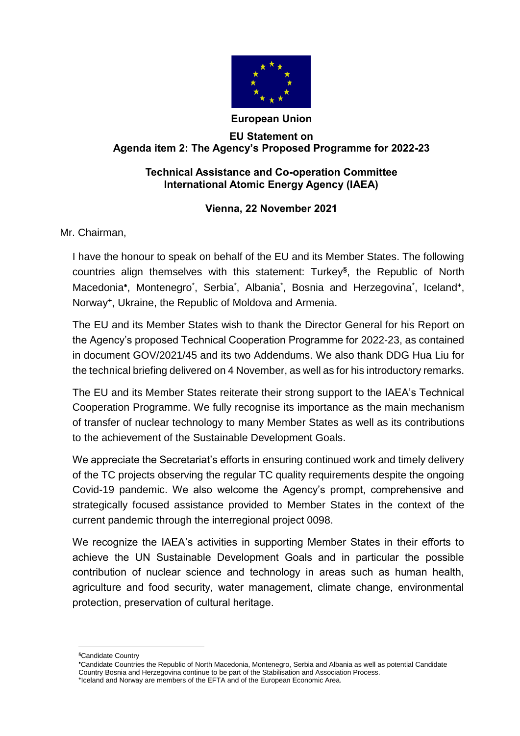**European Union**

**EU Statement on**
**Agenda item 2: The Agency's Proposed Programme for 2022-23**

**Technical Assistance and Co-operation Committee**
**International Atomic Energy Agency (IAEA)**

**Vienna, 22 November 2021**

Mr. Chairman,

I have the honour to speak on behalf of the EU and its Member States. The following countries align themselves with this statement: Turkey[§], the Republic of North Macedonia[*], Montenegro[*], Serbia[*], Albania[*], Bosnia and Herzegovina[*], Iceland[+], Norway[+], Ukraine, the Republic of Moldova and Armenia.

The EU and its Member States wish to thank the Director General for his Report on the Agency's proposed Technical Cooperation Programme for 2022-23, as contained in document GOV/2021/45 and its two Addendums. We also thank DDG Hua Liu for the technical briefing delivered on 4 November, as well as for his introductory remarks.

The EU and its Member States reiterate their strong support to the IAEA's Technical Cooperation Programme. We fully recognise its importance as the main mechanism of transfer of nuclear technology to many Member States as well as its contributions to the achievement of the Sustainable Development Goals.

We appreciate the Secretariat's efforts in ensuring continued work and timely delivery of the TC projects observing the regular TC quality requirements despite the ongoing Covid-19 pandemic. We also welcome the Agency's prompt, comprehensive and strategically focused assistance provided to Member States in the context of the current pandemic through the interregional project 0098.

We recognize the IAEA's activities in supporting Member States in their efforts to achieve the UN Sustainable Development Goals and in particular the possible contribution of nuclear science and technology in areas such as human health, agriculture and food security, water management, climate change, environmental protection, preservation of cultural heritage.

---

[§] Candidate Country

[*] Candidate Countries the Republic of North Macedonia, Montenegro, Serbia and Albania as well as potential Candidate Country Bosnia and Herzegovina continue to be part of the Stabilisation and Association Process.

[+] Iceland and Norway are members of the EFTA and of the European Economic Area.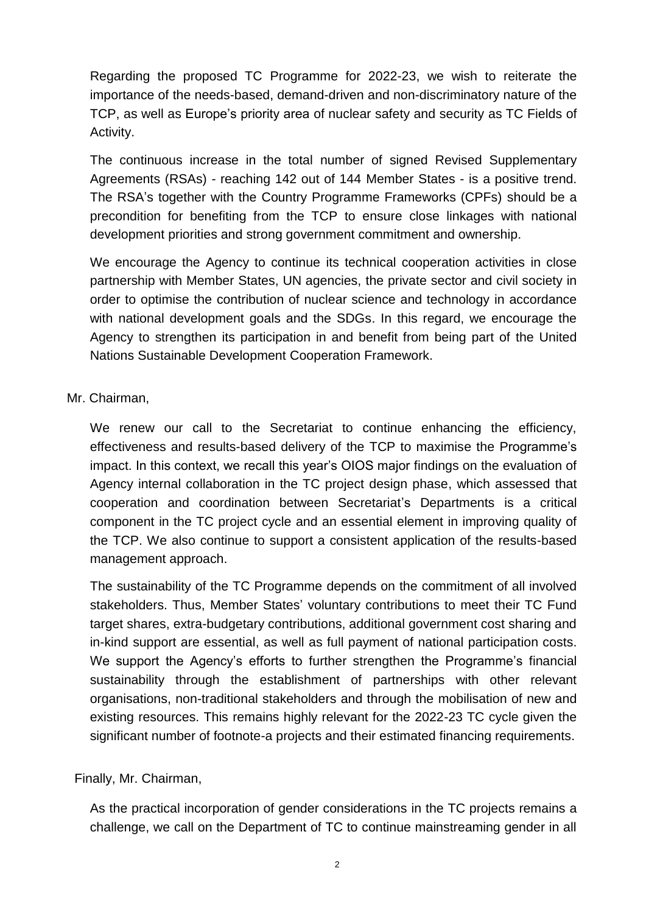Regarding the proposed TC Programme for 2022-23, we wish to reiterate the importance of the needs-based, demand-driven and non-discriminatory nature of the TCP, as well as Europe's priority area of nuclear safety and security as TC Fields of Activity.

The continuous increase in the total number of signed Revised Supplementary Agreements (RSAs) - reaching 142 out of 144 Member States - is a positive trend. The RSA's together with the Country Programme Frameworks (CPFs) should be a precondition for benefiting from the TCP to ensure close linkages with national development priorities and strong government commitment and ownership.

We encourage the Agency to continue its technical cooperation activities in close partnership with Member States, UN agencies, the private sector and civil society in order to optimise the contribution of nuclear science and technology in accordance with national development goals and the SDGs. In this regard, we encourage the Agency to strengthen its participation in and benefit from being part of the United Nations Sustainable Development Cooperation Framework.

Mr. Chairman,

We renew our call to the Secretariat to continue enhancing the efficiency, effectiveness and results-based delivery of the TCP to maximise the Programme's impact. In this context, we recall this year's OIOS major findings on the evaluation of Agency internal collaboration in the TC project design phase, which assessed that cooperation and coordination between Secretariat's Departments is a critical component in the TC project cycle and an essential element in improving quality of the TCP. We also continue to support a consistent application of the results-based management approach.

The sustainability of the TC Programme depends on the commitment of all involved stakeholders. Thus, Member States' voluntary contributions to meet their TC Fund target shares, extra-budgetary contributions, additional government cost sharing and in-kind support are essential, as well as full payment of national participation costs. We support the Agency's efforts to further strengthen the Programme's financial sustainability through the establishment of partnerships with other relevant organisations, non-traditional stakeholders and through the mobilisation of new and existing resources. This remains highly relevant for the 2022-23 TC cycle given the significant number of footnote-a projects and their estimated financing requirements.

Finally, Mr. Chairman,

As the practical incorporation of gender considerations in the TC projects remains a challenge, we call on the Department of TC to continue mainstreaming gender in all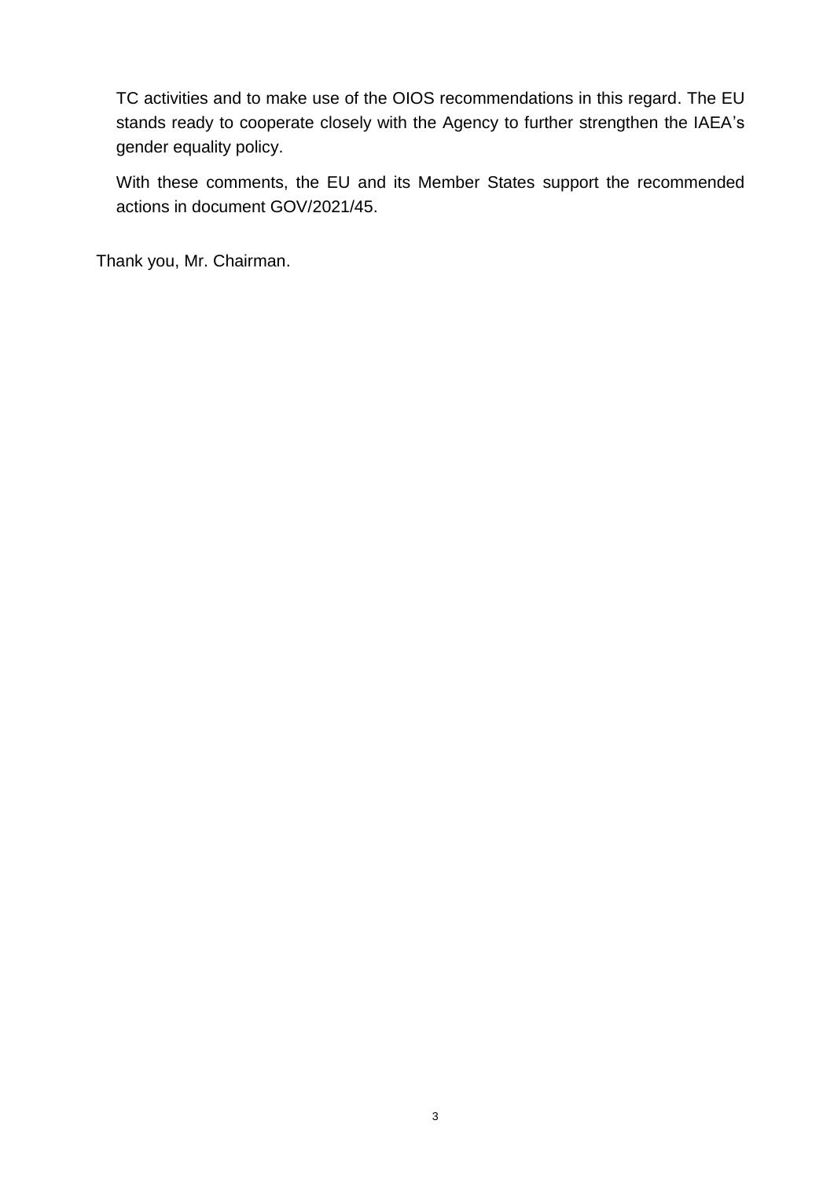TC activities and to make use of the OIOS recommendations in this regard. The EU stands ready to cooperate closely with the Agency to further strengthen the IAEA's gender equality policy.

With these comments, the EU and its Member States support the recommended actions in document GOV/2021/45.

Thank you, Mr. Chairman.